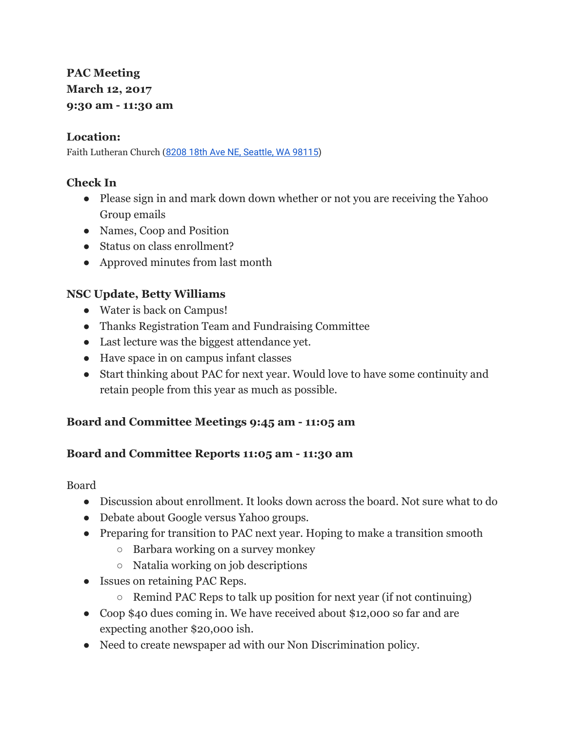**PAC Meeting**
**March 12, 2017**
**9:30 am - 11:30 am**

### Location:

Faith Lutheran Church (8208 18th Ave NE, Seattle, WA 98115)

### Check In

- Please sign in and mark down down whether or not you are receiving the Yahoo Group emails
- Names, Coop and Position
- Status on class enrollment?
- Approved minutes from last month

### NSC Update, Betty Williams

- Water is back on Campus!
- Thanks Registration Team and Fundraising Committee
- Last lecture was the biggest attendance yet.
- Have space in on campus infant classes
- Start thinking about PAC for next year. Would love to have some continuity and retain people from this year as much as possible.

### Board and Committee Meetings 9:45 am - 11:05 am

### Board and Committee Reports 11:05 am - 11:30 am

Board

- Discussion about enrollment. It looks down across the board. Not sure what to do
- Debate about Google versus Yahoo groups.
- Preparing for transition to PAC next year. Hoping to make a transition smooth
  - Barbara working on a survey monkey
  - Natalia working on job descriptions
- Issues on retaining PAC Reps.
  - Remind PAC Reps to talk up position for next year (if not continuing)
- Coop $40 dues coming in. We have received about $12,000 so far and are expecting another $20,000 ish.
- Need to create newspaper ad with our Non Discrimination policy.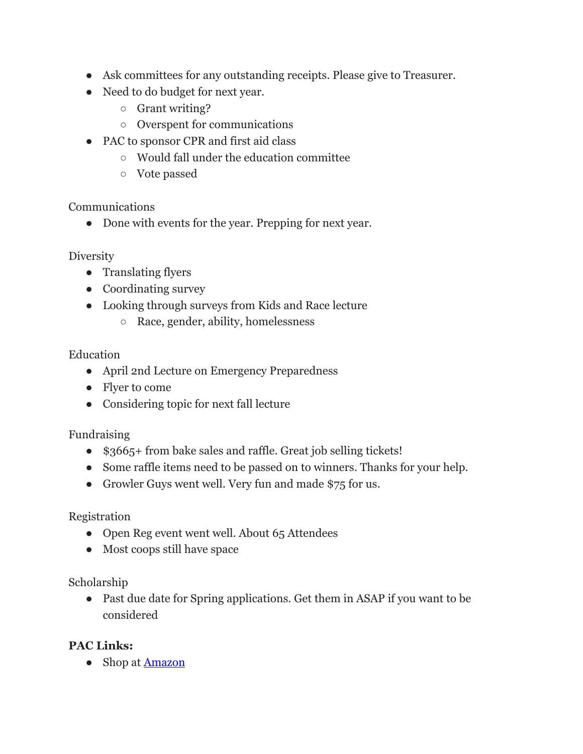- Ask committees for any outstanding receipts. Please give to Treasurer.
- Need to do budget for next year.
    - Grant writing?
    - Overspent for communications
- PAC to sponsor CPR and first aid class
    - Would fall under the education committee
    - Vote passed

Communications

- Done with events for the year. Prepping for next year.

Diversity

- Translating flyers
- Coordinating survey
- Looking through surveys from Kids and Race lecture
    - Race, gender, ability, homelessness

Education

- April 2nd Lecture on Emergency Preparedness
- Flyer to come
- Considering topic for next fall lecture

Fundraising

- $3665+ from bake sales and raffle. Great job selling tickets!
- Some raffle items need to be passed on to winners. Thanks for your help.
- Growler Guys went well. Very fun and made $75 for us.

Registration

- Open Reg event went well. About 65 Attendees
- Most coops still have space

Scholarship

- Past due date for Spring applications. Get them in ASAP if you want to be considered

**PAC Links:**

- Shop at [Amazon]()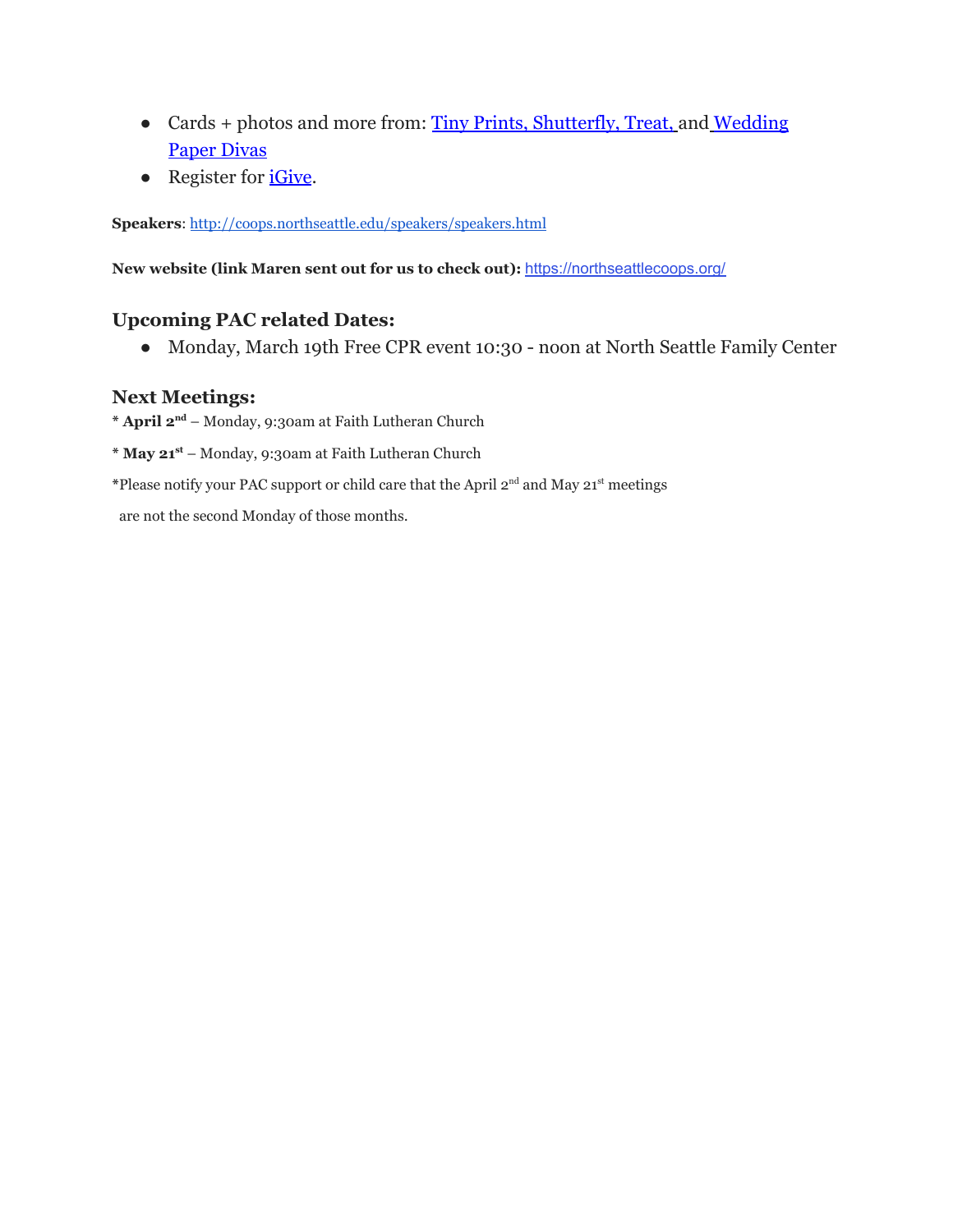- Cards + photos and more from: Tiny Prints, Shutterfly, Treat, and Wedding Paper Divas
- Register for iGive.

**Speakers**: http://coops.northseattle.edu/speakers/speakers.html

**New website (link Maren sent out for us to check out):** https://northseattlecoops.org/

### Upcoming PAC related Dates:

- Monday, March 19th Free CPR event 10:30 - noon at North Seattle Family Center

### Next Meetings:

* **April 2nd** – Monday, 9:30am at Faith Lutheran Church

* **May 21st** – Monday, 9:30am at Faith Lutheran Church

*Please notify your PAC support or child care that the April 2nd and May 21st meetings are not the second Monday of those months.